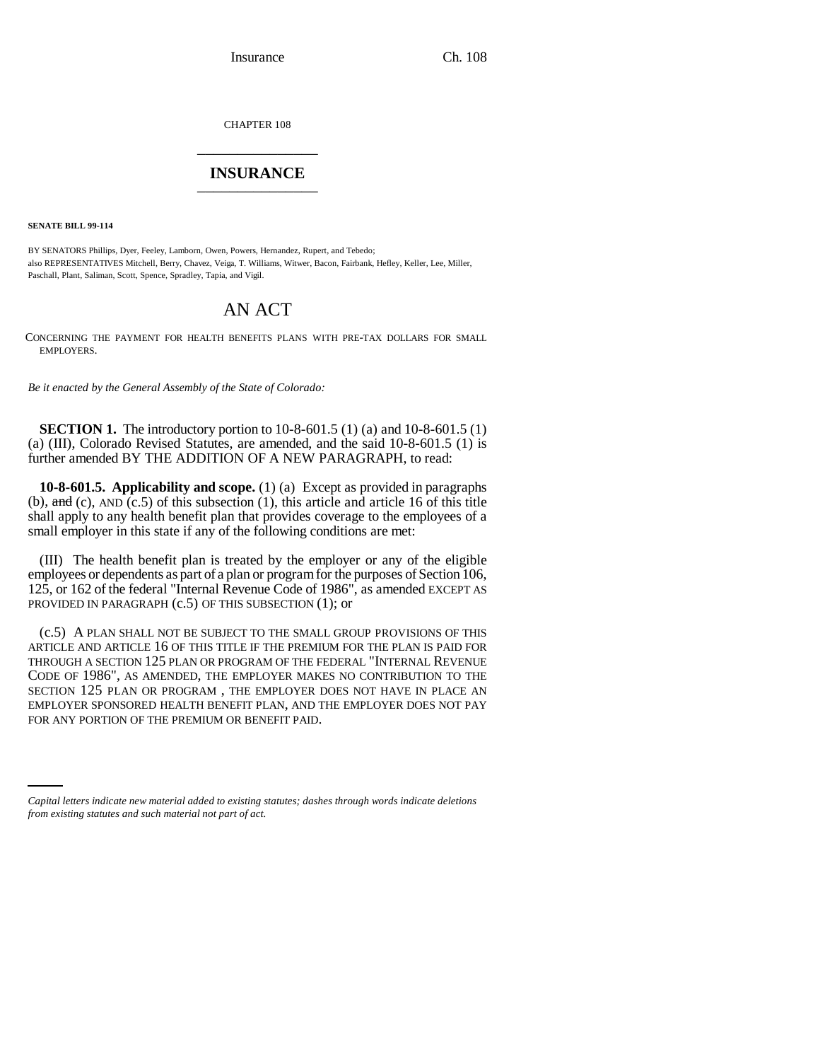CHAPTER 108

---

# INSURANCE

---

**SENATE BILL 99-114**

BY SENATORS Phillips, Dyer, Feeley, Lamborn, Owen, Powers, Hernandez, Rupert, and Tebedo;
also REPRESENTATIVES Mitchell, Berry, Chavez, Veiga, T. Williams, Witwer, Bacon, Fairbank, Hefley, Keller, Lee, Miller, Paschall, Plant, Saliman, Scott, Spence, Spradley, Tapia, and Vigil.

## AN ACT

CONCERNING THE PAYMENT FOR HEALTH BENEFITS PLANS WITH PRE-TAX DOLLARS FOR SMALL EMPLOYERS.

*Be it enacted by the General Assembly of the State of Colorado:*

**SECTION 1.** The introductory portion to 10-8-601.5 (1) (a) and 10-8-601.5 (1) (a) (III), Colorado Revised Statutes, are amended, and the said 10-8-601.5 (1) is further amended BY THE ADDITION OF A NEW PARAGRAPH, to read:

**10-8-601.5. Applicability and scope.** (1) (a) Except as provided in paragraphs (b), ~~and~~ (c), AND (c.5) of this subsection (1), this article and article 16 of this title shall apply to any health benefit plan that provides coverage to the employees of a small employer in this state if any of the following conditions are met:

(III) The health benefit plan is treated by the employer or any of the eligible employees or dependents as part of a plan or program for the purposes of Section 106, 125, or 162 of the federal "Internal Revenue Code of 1986", as amended EXCEPT AS PROVIDED IN PARAGRAPH (c.5) OF THIS SUBSECTION (1); or

(c.5) A PLAN SHALL NOT BE SUBJECT TO THE SMALL GROUP PROVISIONS OF THIS ARTICLE AND ARTICLE 16 OF THIS TITLE IF THE PREMIUM FOR THE PLAN IS PAID FOR THROUGH A SECTION 125 PLAN OR PROGRAM OF THE FEDERAL "INTERNAL REVENUE CODE OF 1986", AS AMENDED, THE EMPLOYER MAKES NO CONTRIBUTION TO THE SECTION 125 PLAN OR PROGRAM , THE EMPLOYER DOES NOT HAVE IN PLACE AN EMPLOYER SPONSORED HEALTH BENEFIT PLAN, AND THE EMPLOYER DOES NOT PAY FOR ANY PORTION OF THE PREMIUM OR BENEFIT PAID.

*Capital letters indicate new material added to existing statutes; dashes through words indicate deletions from existing statutes and such material not part of act.*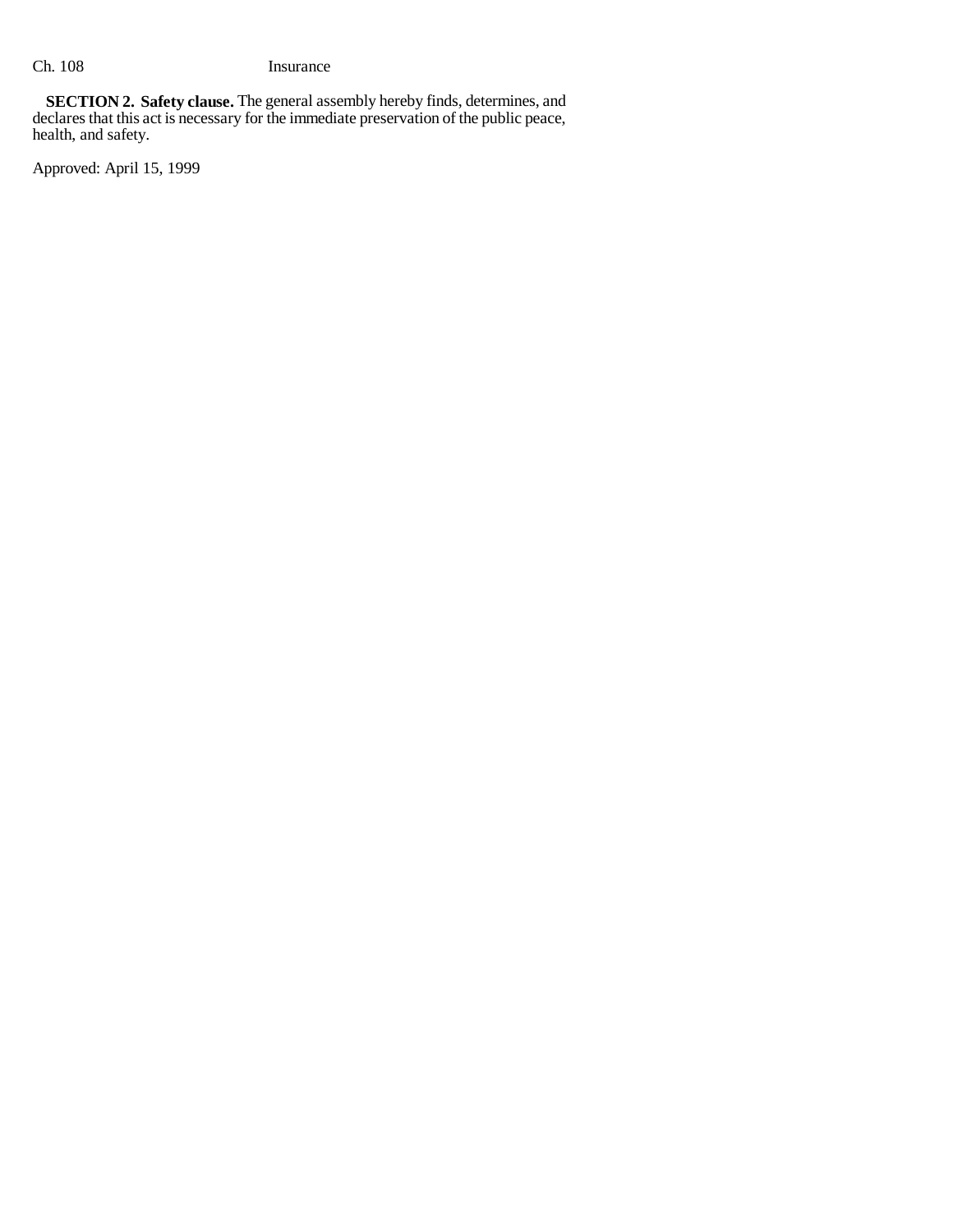**SECTION 2. Safety clause.** The general assembly hereby finds, determines, and declares that this act is necessary for the immediate preservation of the public peace, health, and safety.

Approved: April 15, 1999